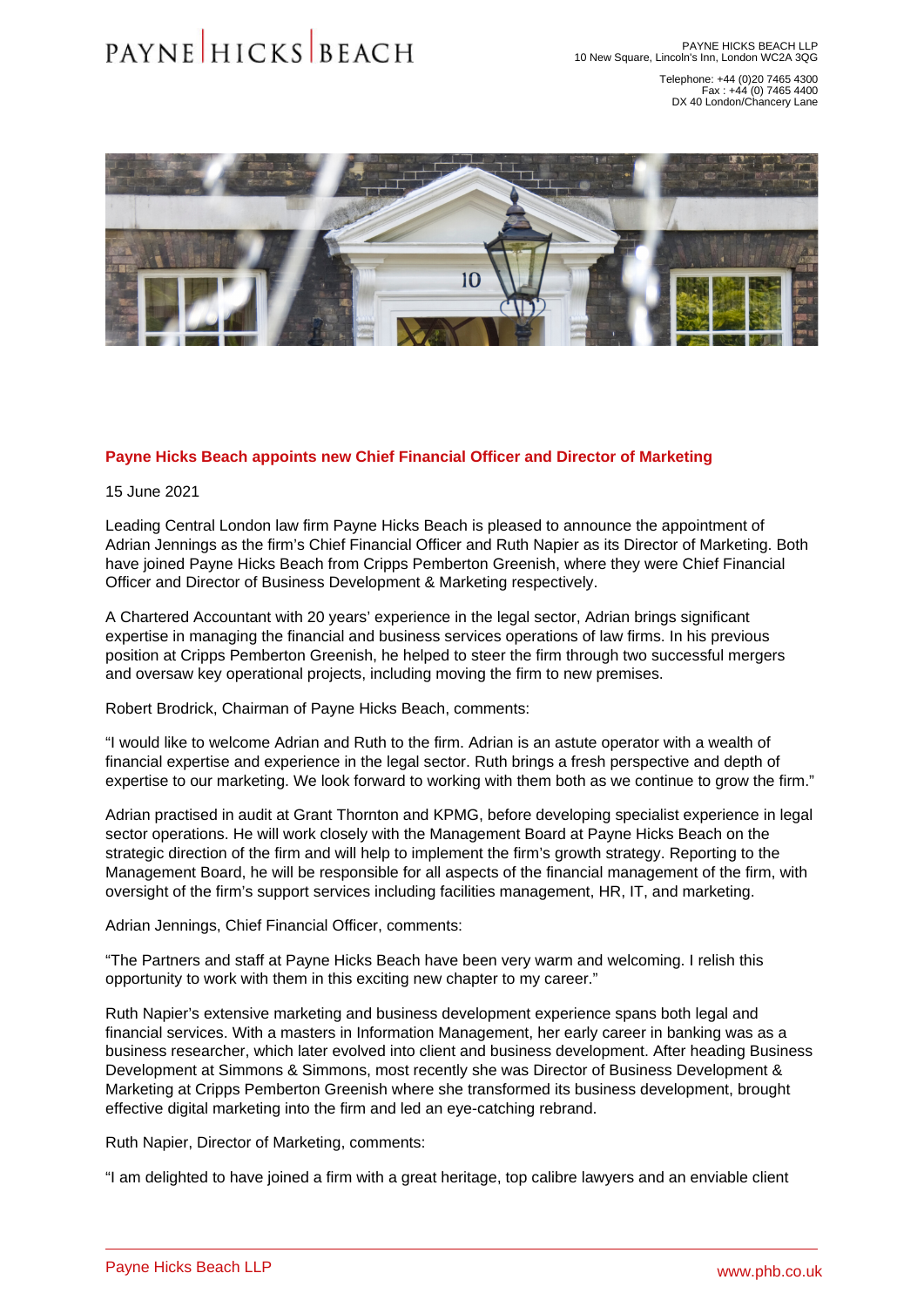PAYNE HICKS BEACH LLP
10 New Square, Lincoln's Inn, London WC2A 3QG

Telephone: +44 (0)20 7465 4300
Fax : +44 (0) 7465 4400
DX 40 London/Chancery Lane

## Payne Hicks Beach appoints new Chief Financial Officer and Director of Marketing

15 June 2021

Leading Central London law firm Payne Hicks Beach is pleased to announce the appointment of Adrian Jennings as the firm's Chief Financial Officer and Ruth Napier as its Director of Marketing. Both have joined Payne Hicks Beach from Cripps Pemberton Greenish, where they were Chief Financial Officer and Director of Business Development & Marketing respectively.

A Chartered Accountant with 20 years' experience in the legal sector, Adrian brings significant expertise in managing the financial and business services operations of law firms. In his previous position at Cripps Pemberton Greenish, he helped to steer the firm through two successful mergers and oversaw key operational projects, including moving the firm to new premises.

Robert Brodrick, Chairman of Payne Hicks Beach, comments:

"I would like to welcome Adrian and Ruth to the firm. Adrian is an astute operator with a wealth of financial expertise and experience in the legal sector. Ruth brings a fresh perspective and depth of expertise to our marketing. We look forward to working with them both as we continue to grow the firm."

Adrian practised in audit at Grant Thornton and KPMG, before developing specialist experience in legal sector operations. He will work closely with the Management Board at Payne Hicks Beach on the strategic direction of the firm and will help to implement the firm's growth strategy. Reporting to the Management Board, he will be responsible for all aspects of the financial management of the firm, with oversight of the firm's support services including facilities management, HR, IT, and marketing.

Adrian Jennings, Chief Financial Officer, comments:

"The Partners and staff at Payne Hicks Beach have been very warm and welcoming. I relish this opportunity to work with them in this exciting new chapter to my career."

Ruth Napier's extensive marketing and business development experience spans both legal and financial services. With a masters in Information Management, her early career in banking was as a business researcher, which later evolved into client and business development. After heading Business Development at Simmons & Simmons, most recently she was Director of Business Development & Marketing at Cripps Pemberton Greenish where she transformed its business development, brought effective digital marketing into the firm and led an eye-catching rebrand.

Ruth Napier, Director of Marketing, comments:

"I am delighted to have joined a firm with a great heritage, top calibre lawyers and an enviable client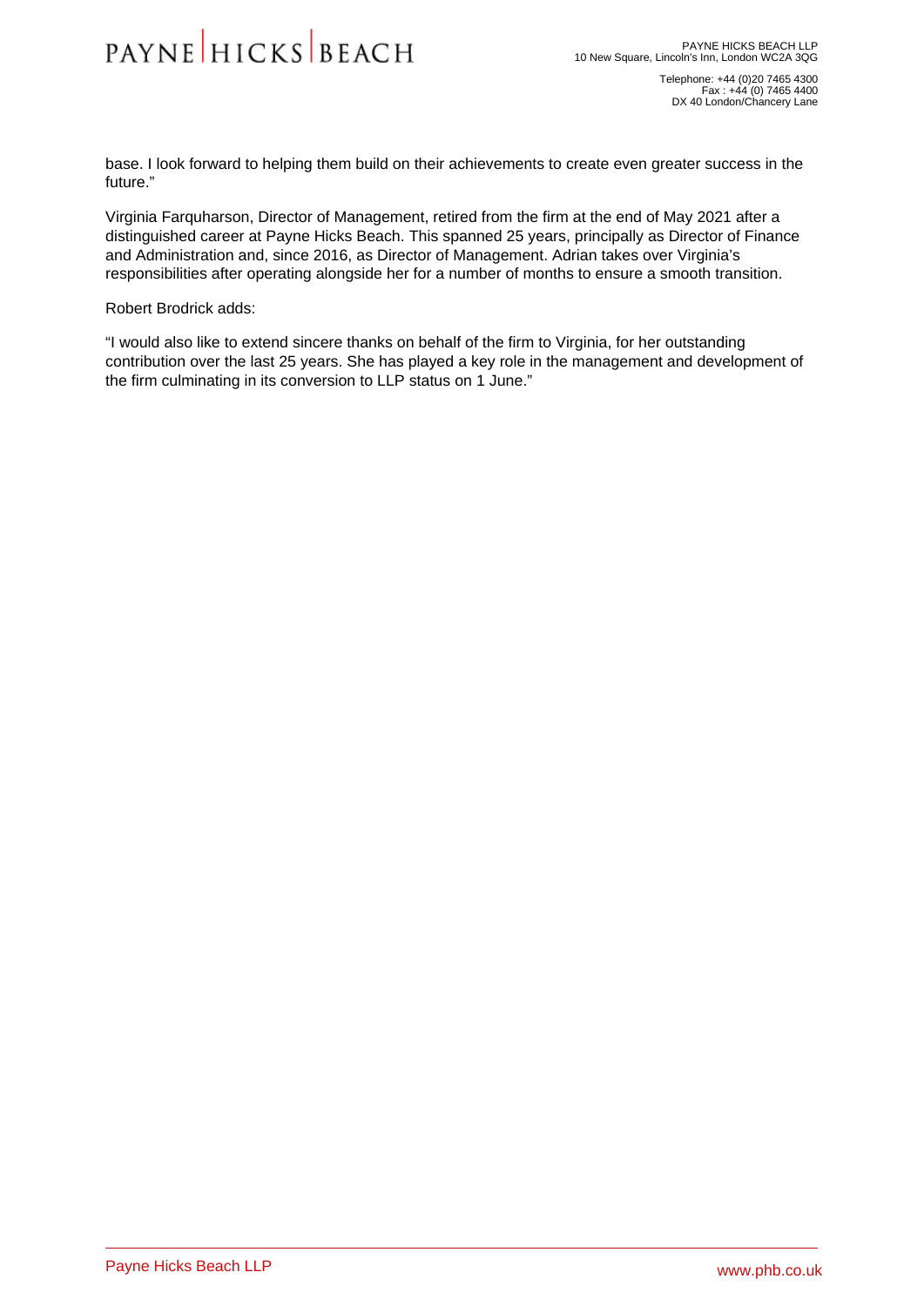base. I look forward to helping them build on their achievements to create even greater success in the future."

Virginia Farquharson, Director of Management, retired from the firm at the end of May 2021 after a distinguished career at Payne Hicks Beach. This spanned 25 years, principally as Director of Finance and Administration and, since 2016, as Director of Management. Adrian takes over Virginia's responsibilities after operating alongside her for a number of months to ensure a smooth transition.

Robert Brodrick adds:

"I would also like to extend sincere thanks on behalf of the firm to Virginia, for her outstanding contribution over the last 25 years. She has played a key role in the management and development of the firm culminating in its conversion to LLP status on 1 June."